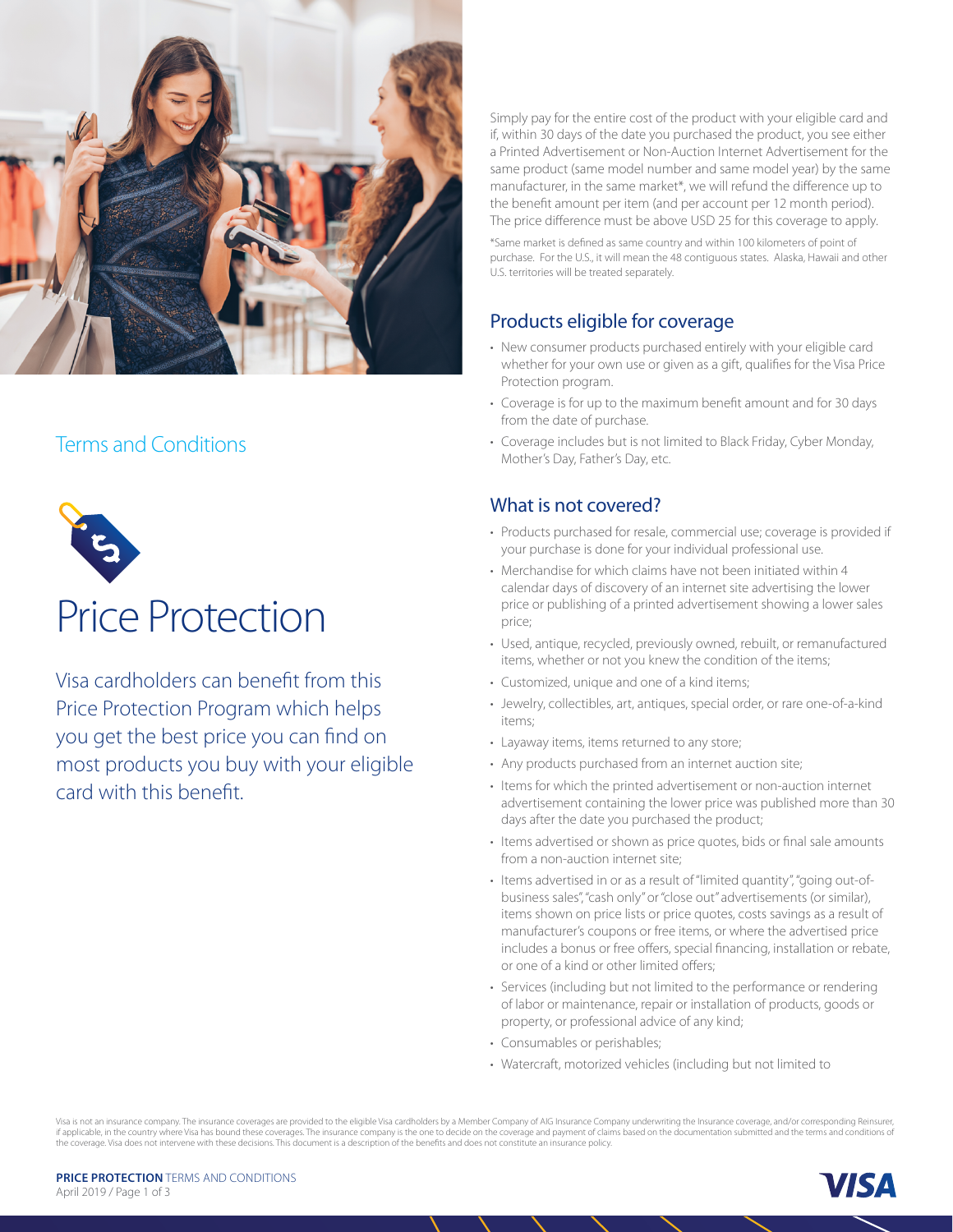## Terms and Conditions

# Price Protection

Visa cardholders can benefit from this Price Protection Program which helps you get the best price you can find on most products you buy with your eligible card with this benefit.

Simply pay for the entire cost of the product with your eligible card and if, within 30 days of the date you purchased the product, you see either a Printed Advertisement or Non-Auction Internet Advertisement for the same product (same model number and same model year) by the same manufacturer, in the same market*, we will refund the difference up to the benefit amount per item (and per account per 12 month period). The price difference must be above USD 25 for this coverage to apply.

*Same market is defined as same country and within 100 kilometers of point of purchase. For the U.S., it will mean the 48 contiguous states. Alaska, Hawaii and other U.S. territories will be treated separately.

## Products eligible for coverage

- New consumer products purchased entirely with your eligible card whether for your own use or given as a gift, qualifies for the Visa Price Protection program.
- Coverage is for up to the maximum benefit amount and for 30 days from the date of purchase.
- Coverage includes but is not limited to Black Friday, Cyber Monday, Mother's Day, Father's Day, etc.

## What is not covered?

- Products purchased for resale, commercial use; coverage is provided if your purchase is done for your individual professional use.
- Merchandise for which claims have not been initiated within 4 calendar days of discovery of an internet site advertising the lower price or publishing of a printed advertisement showing a lower sales price;
- Used, antique, recycled, previously owned, rebuilt, or remanufactured items, whether or not you knew the condition of the items;
- Customized, unique and one of a kind items;
- Jewelry, collectibles, art, antiques, special order, or rare one-of-a-kind items;
- Layaway items, items returned to any store;
- Any products purchased from an internet auction site;
- Items for which the printed advertisement or non-auction internet advertisement containing the lower price was published more than 30 days after the date you purchased the product;
- Items advertised or shown as price quotes, bids or final sale amounts from a non-auction internet site;
- Items advertised in or as a result of "limited quantity", "going out-of-business sales", "cash only" or "close out" advertisements (or similar), items shown on price lists or price quotes, costs savings as a result of manufacturer's coupons or free items, or where the advertised price includes a bonus or free offers, special financing, installation or rebate, or one of a kind or other limited offers;
- Services (including but not limited to the performance or rendering of labor or maintenance, repair or installation of products, goods or property, or professional advice of any kind;
- Consumables or perishables;
- Watercraft, motorized vehicles (including but not limited to

Visa is not an insurance company. The insurance coverages are provided to the eligible Visa cardholders by a Member Company of AIG Insurance Company underwriting the Insurance coverage, and/or corresponding Reinsurer, if applicable, in the country where Visa has bound these coverages. The insurance company is the one to decide on the coverage and payment of claims based on the documentation submitted and the terms and conditions of the coverage. Visa does not intervene with these decisions. This document is a description of the benefits and does not constitute an insurance policy.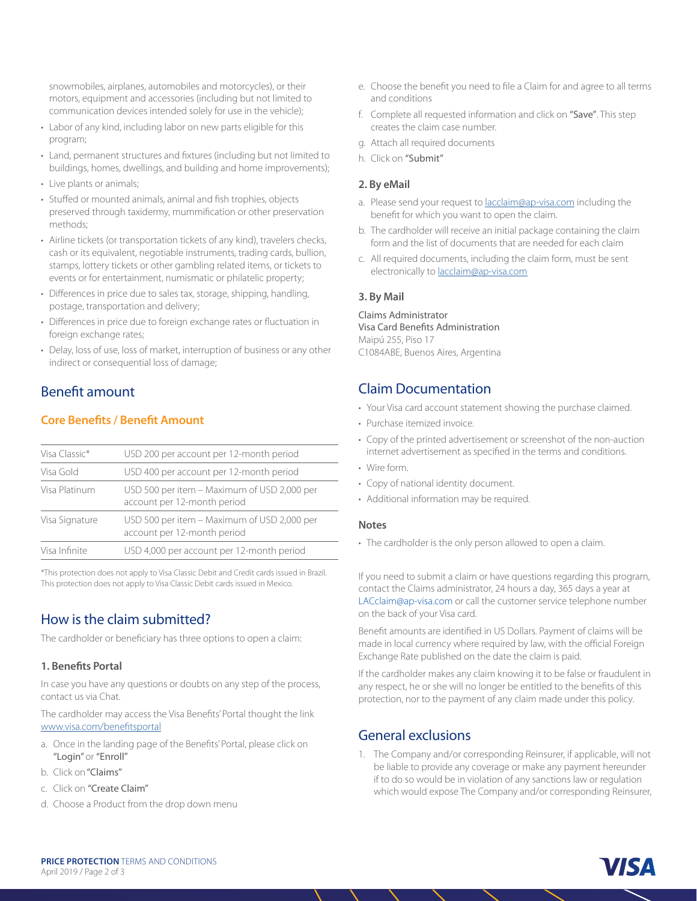snowmobiles, airplanes, automobiles and motorcycles), or their motors, equipment and accessories (including but not limited to communication devices intended solely for use in the vehicle);

- Labor of any kind, including labor on new parts eligible for this program;
- Land, permanent structures and fixtures (including but not limited to buildings, homes, dwellings, and building and home improvements);
- Live plants or animals;
- Stuffed or mounted animals, animal and fish trophies, objects preserved through taxidermy, mummification or other preservation methods;
- Airline tickets (or transportation tickets of any kind), travelers checks, cash or its equivalent, negotiable instruments, trading cards, bullion, stamps, lottery tickets or other gambling related items, or tickets to events or for entertainment, numismatic or philatelic property;
- Differences in price due to sales tax, storage, shipping, handling, postage, transportation and delivery;
- Differences in price due to foreign exchange rates or fluctuation in foreign exchange rates;
- Delay, loss of use, loss of market, interruption of business or any other indirect or consequential loss of damage;

## Benefit amount

### Core Benefits / Benefit Amount

| | |
|---|---|
| Visa Classic* | USD 200 per account per 12-month period |
| Visa Gold | USD 400 per account per 12-month period |
| Visa Platinum | USD 500 per item – Maximum of USD 2,000 per account per 12-month period |
| Visa Signature | USD 500 per item – Maximum of USD 2,000 per account per 12-month period |
| Visa Infinite | USD 4,000 per account per 12-month period |

*This protection does not apply to Visa Classic Debit and Credit cards issued in Brazil. This protection does not apply to Visa Classic Debit cards issued in Mexico.

## How is the claim submitted?

The cardholder or beneficiary has three options to open a claim:

### 1. Benefits Portal

In case you have any questions or doubts on any step of the process, contact us via Chat.

The cardholder may access the Visa Benefits' Portal thought the link www.visa.com/benefitsportal

a. Once in the landing page of the Benefits' Portal, please click on "Login" or "Enroll"
b. Click on "Claims"
c. Click on "Create Claim"
d. Choose a Product from the drop down menu
e. Choose the benefit you need to file a Claim for and agree to all terms and conditions
f. Complete all requested information and click on "Save". This step creates the claim case number.
g. Attach all required documents
h. Click on "Submit"

### 2. By eMail

a. Please send your request to lacclaim@ap-visa.com including the benefit for which you want to open the claim.
b. The cardholder will receive an initial package containing the claim form and the list of documents that are needed for each claim
c. All required documents, including the claim form, must be sent electronically to lacclaim@ap-visa.com

### 3. By Mail

Claims Administrator
Visa Card Benefits Administration
Maipú 255, Piso 17
C1084ABE, Buenos Aires, Argentina

## Claim Documentation

- Your Visa card account statement showing the purchase claimed.
- Purchase itemized invoice.
- Copy of the printed advertisement or screenshot of the non-auction internet advertisement as specified in the terms and conditions.
- Wire form.
- Copy of national identity document.
- Additional information may be required.

### Notes

- The cardholder is the only person allowed to open a claim.

If you need to submit a claim or have questions regarding this program, contact the Claims administrator, 24 hours a day, 365 days a year at LACclaim@ap-visa.com or call the customer service telephone number on the back of your Visa card.

Benefit amounts are identified in US Dollars. Payment of claims will be made in local currency where required by law, with the official Foreign Exchange Rate published on the date the claim is paid.

If the cardholder makes any claim knowing it to be false or fraudulent in any respect, he or she will no longer be entitled to the benefits of this protection, nor to the payment of any claim made under this policy.

## General exclusions

1. The Company and/or corresponding Reinsurer, if applicable, will not be liable to provide any coverage or make any payment hereunder if to do so would be in violation of any sanctions law or regulation which would expose The Company and/or corresponding Reinsurer,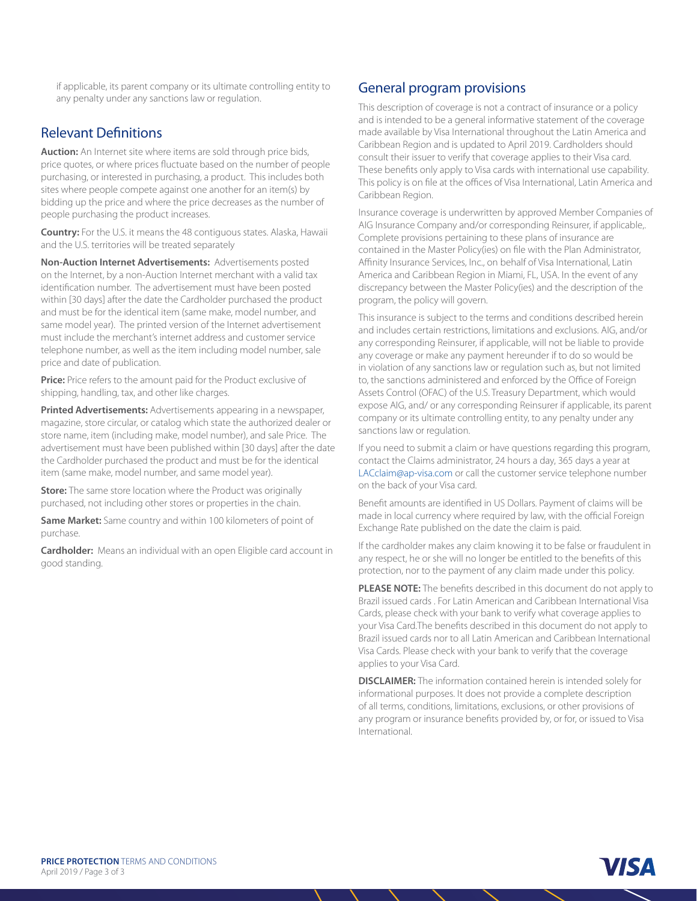if applicable, its parent company or its ultimate controlling entity to any penalty under any sanctions law or regulation.

## Relevant Definitions

**Auction:** An Internet site where items are sold through price bids, price quotes, or where prices fluctuate based on the number of people purchasing, or interested in purchasing, a product. This includes both sites where people compete against one another for an item(s) by bidding up the price and where the price decreases as the number of people purchasing the product increases.

**Country:** For the U.S. it means the 48 contiguous states. Alaska, Hawaii and the U.S. territories will be treated separately

**Non-Auction Internet Advertisements:** Advertisements posted on the Internet, by a non-Auction Internet merchant with a valid tax identification number. The advertisement must have been posted within [30 days] after the date the Cardholder purchased the product and must be for the identical item (same make, model number, and same model year). The printed version of the Internet advertisement must include the merchant's internet address and customer service telephone number, as well as the item including model number, sale price and date of publication.

**Price:** Price refers to the amount paid for the Product exclusive of shipping, handling, tax, and other like charges.

**Printed Advertisements:** Advertisements appearing in a newspaper, magazine, store circular, or catalog which state the authorized dealer or store name, item (including make, model number), and sale Price. The advertisement must have been published within [30 days] after the date the Cardholder purchased the product and must be for the identical item (same make, model number, and same model year).

**Store:** The same store location where the Product was originally purchased, not including other stores or properties in the chain.

**Same Market:** Same country and within 100 kilometers of point of purchase.

**Cardholder:** Means an individual with an open Eligible card account in good standing.

## General program provisions

This description of coverage is not a contract of insurance or a policy and is intended to be a general informative statement of the coverage made available by Visa International throughout the Latin America and Caribbean Region and is updated to April 2019. Cardholders should consult their issuer to verify that coverage applies to their Visa card. These benefits only apply to Visa cards with international use capability. This policy is on file at the offices of Visa International, Latin America and Caribbean Region.

Insurance coverage is underwritten by approved Member Companies of AIG Insurance Company and/or corresponding Reinsurer, if applicable,. Complete provisions pertaining to these plans of insurance are contained in the Master Policy(ies) on file with the Plan Administrator, Affinity Insurance Services, Inc., on behalf of Visa International, Latin America and Caribbean Region in Miami, FL, USA. In the event of any discrepancy between the Master Policy(ies) and the description of the program, the policy will govern.

This insurance is subject to the terms and conditions described herein and includes certain restrictions, limitations and exclusions. AIG, and/or any corresponding Reinsurer, if applicable, will not be liable to provide any coverage or make any payment hereunder if to do so would be in violation of any sanctions law or regulation such as, but not limited to, the sanctions administered and enforced by the Office of Foreign Assets Control (OFAC) of the U.S. Treasury Department, which would expose AIG, and/ or any corresponding Reinsurer if applicable, its parent company or its ultimate controlling entity, to any penalty under any sanctions law or regulation.

If you need to submit a claim or have questions regarding this program, contact the Claims administrator, 24 hours a day, 365 days a year at LACclaim@ap-visa.com or call the customer service telephone number on the back of your Visa card.

Benefit amounts are identified in US Dollars. Payment of claims will be made in local currency where required by law, with the official Foreign Exchange Rate published on the date the claim is paid.

If the cardholder makes any claim knowing it to be false or fraudulent in any respect, he or she will no longer be entitled to the benefits of this protection, nor to the payment of any claim made under this policy.

**PLEASE NOTE:** The benefits described in this document do not apply to Brazil issued cards . For Latin American and Caribbean International Visa Cards, please check with your bank to verify what coverage applies to your Visa Card.The benefits described in this document do not apply to Brazil issued cards nor to all Latin American and Caribbean International Visa Cards. Please check with your bank to verify that the coverage applies to your Visa Card.

**DISCLAIMER:** The information contained herein is intended solely for informational purposes. It does not provide a complete description of all terms, conditions, limitations, exclusions, or other provisions of any program or insurance benefits provided by, or for, or issued to Visa International.